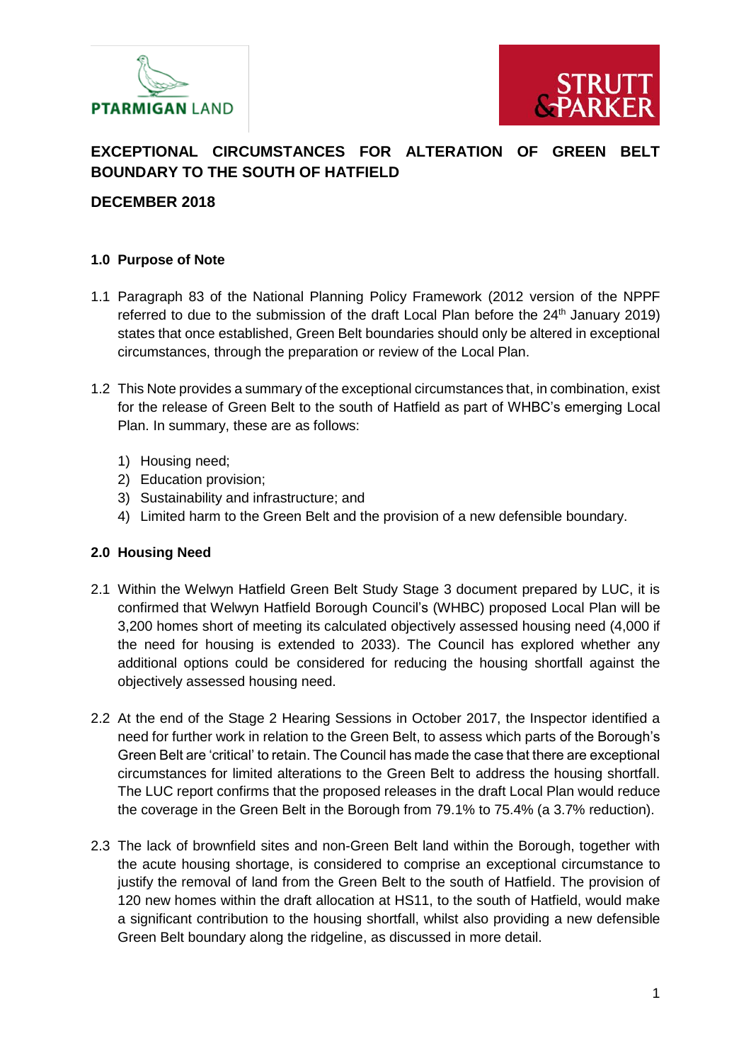PTARMIGAN LAND

STRUTT & PARKER

# EXCEPTIONAL CIRCUMSTANCES FOR ALTERATION OF GREEN BELT BOUNDARY TO THE SOUTH OF HATFIELD

## DECEMBER 2018

### 1.0 Purpose of Note

1.1 Paragraph 83 of the National Planning Policy Framework (2012 version of the NPPF referred to due to the submission of the draft Local Plan before the 24th January 2019) states that once established, Green Belt boundaries should only be altered in exceptional circumstances, through the preparation or review of the Local Plan.

1.2 This Note provides a summary of the exceptional circumstances that, in combination, exist for the release of Green Belt to the south of Hatfield as part of WHBC's emerging Local Plan. In summary, these are as follows:

1) Housing need;
2) Education provision;
3) Sustainability and infrastructure; and
4) Limited harm to the Green Belt and the provision of a new defensible boundary.

### 2.0 Housing Need

2.1 Within the Welwyn Hatfield Green Belt Study Stage 3 document prepared by LUC, it is confirmed that Welwyn Hatfield Borough Council's (WHBC) proposed Local Plan will be 3,200 homes short of meeting its calculated objectively assessed housing need (4,000 if the need for housing is extended to 2033). The Council has explored whether any additional options could be considered for reducing the housing shortfall against the objectively assessed housing need.

2.2 At the end of the Stage 2 Hearing Sessions in October 2017, the Inspector identified a need for further work in relation to the Green Belt, to assess which parts of the Borough's Green Belt are 'critical' to retain. The Council has made the case that there are exceptional circumstances for limited alterations to the Green Belt to address the housing shortfall. The LUC report confirms that the proposed releases in the draft Local Plan would reduce the coverage in the Green Belt in the Borough from 79.1% to 75.4% (a 3.7% reduction).

2.3 The lack of brownfield sites and non-Green Belt land within the Borough, together with the acute housing shortage, is considered to comprise an exceptional circumstance to justify the removal of land from the Green Belt to the south of Hatfield. The provision of 120 new homes within the draft allocation at HS11, to the south of Hatfield, would make a significant contribution to the housing shortfall, whilst also providing a new defensible Green Belt boundary along the ridgeline, as discussed in more detail.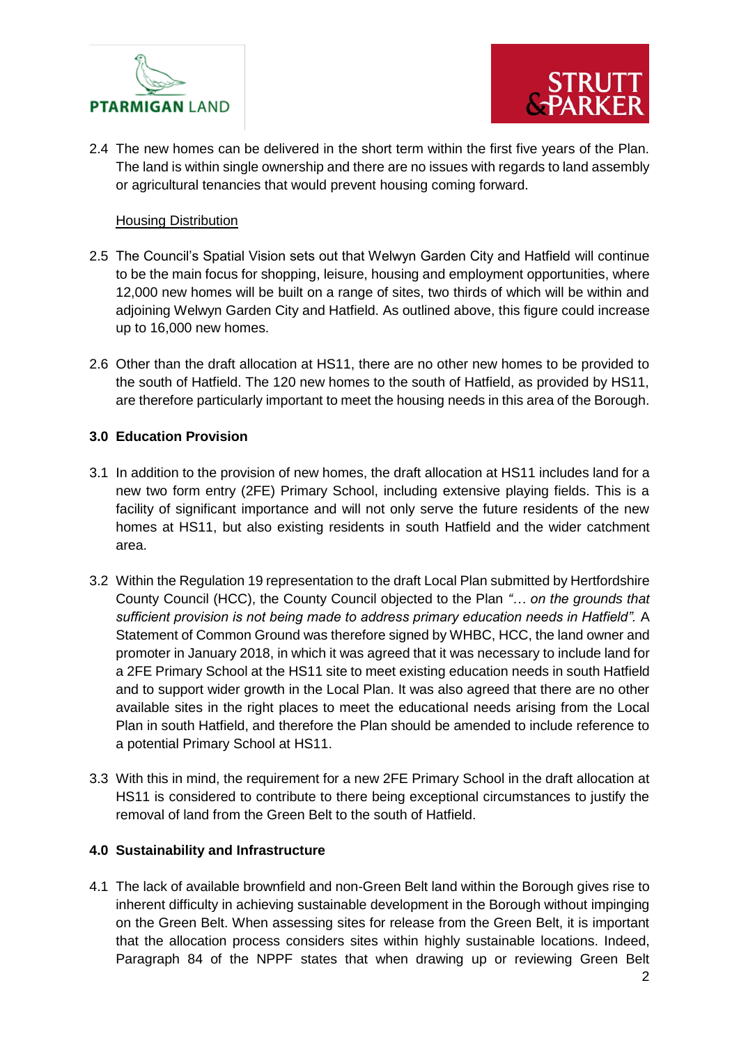2.4 The new homes can be delivered in the short term within the first five years of the Plan. The land is within single ownership and there are no issues with regards to land assembly or agricultural tenancies that would prevent housing coming forward.

Housing Distribution

2.5 The Council's Spatial Vision sets out that Welwyn Garden City and Hatfield will continue to be the main focus for shopping, leisure, housing and employment opportunities, where 12,000 new homes will be built on a range of sites, two thirds of which will be within and adjoining Welwyn Garden City and Hatfield. As outlined above, this figure could increase up to 16,000 new homes.

2.6 Other than the draft allocation at HS11, there are no other new homes to be provided to the south of Hatfield. The 120 new homes to the south of Hatfield, as provided by HS11, are therefore particularly important to meet the housing needs in this area of the Borough.

## 3.0 Education Provision

3.1 In addition to the provision of new homes, the draft allocation at HS11 includes land for a new two form entry (2FE) Primary School, including extensive playing fields. This is a facility of significant importance and will not only serve the future residents of the new homes at HS11, but also existing residents in south Hatfield and the wider catchment area.

3.2 Within the Regulation 19 representation to the draft Local Plan submitted by Hertfordshire County Council (HCC), the County Council objected to the Plan *"… on the grounds that sufficient provision is not being made to address primary education needs in Hatfield".* A Statement of Common Ground was therefore signed by WHBC, HCC, the land owner and promoter in January 2018, in which it was agreed that it was necessary to include land for a 2FE Primary School at the HS11 site to meet existing education needs in south Hatfield and to support wider growth in the Local Plan. It was also agreed that there are no other available sites in the right places to meet the educational needs arising from the Local Plan in south Hatfield, and therefore the Plan should be amended to include reference to a potential Primary School at HS11.

3.3 With this in mind, the requirement for a new 2FE Primary School in the draft allocation at HS11 is considered to contribute to there being exceptional circumstances to justify the removal of land from the Green Belt to the south of Hatfield.

## 4.0 Sustainability and Infrastructure

4.1 The lack of available brownfield and non-Green Belt land within the Borough gives rise to inherent difficulty in achieving sustainable development in the Borough without impinging on the Green Belt. When assessing sites for release from the Green Belt, it is important that the allocation process considers sites within highly sustainable locations. Indeed, Paragraph 84 of the NPPF states that when drawing up or reviewing Green Belt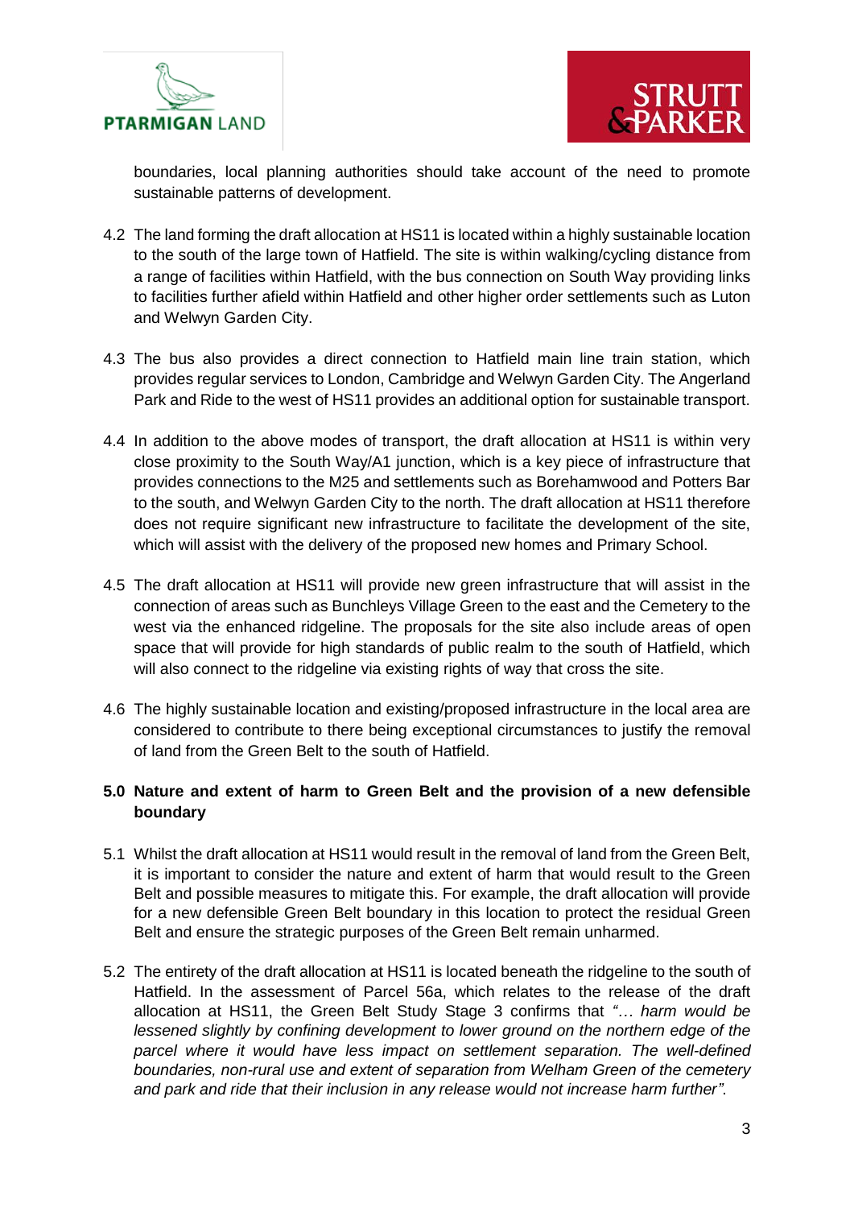boundaries, local planning authorities should take account of the need to promote sustainable patterns of development.

4.2 The land forming the draft allocation at HS11 is located within a highly sustainable location to the south of the large town of Hatfield. The site is within walking/cycling distance from a range of facilities within Hatfield, with the bus connection on South Way providing links to facilities further afield within Hatfield and other higher order settlements such as Luton and Welwyn Garden City.

4.3 The bus also provides a direct connection to Hatfield main line train station, which provides regular services to London, Cambridge and Welwyn Garden City. The Angerland Park and Ride to the west of HS11 provides an additional option for sustainable transport.

4.4 In addition to the above modes of transport, the draft allocation at HS11 is within very close proximity to the South Way/A1 junction, which is a key piece of infrastructure that provides connections to the M25 and settlements such as Borehamwood and Potters Bar to the south, and Welwyn Garden City to the north. The draft allocation at HS11 therefore does not require significant new infrastructure to facilitate the development of the site, which will assist with the delivery of the proposed new homes and Primary School.

4.5 The draft allocation at HS11 will provide new green infrastructure that will assist in the connection of areas such as Bunchleys Village Green to the east and the Cemetery to the west via the enhanced ridgeline. The proposals for the site also include areas of open space that will provide for high standards of public realm to the south of Hatfield, which will also connect to the ridgeline via existing rights of way that cross the site.

4.6 The highly sustainable location and existing/proposed infrastructure in the local area are considered to contribute to there being exceptional circumstances to justify the removal of land from the Green Belt to the south of Hatfield.

## 5.0 Nature and extent of harm to Green Belt and the provision of a new defensible boundary

5.1 Whilst the draft allocation at HS11 would result in the removal of land from the Green Belt, it is important to consider the nature and extent of harm that would result to the Green Belt and possible measures to mitigate this. For example, the draft allocation will provide for a new defensible Green Belt boundary in this location to protect the residual Green Belt and ensure the strategic purposes of the Green Belt remain unharmed.

5.2 The entirety of the draft allocation at HS11 is located beneath the ridgeline to the south of Hatfield. In the assessment of Parcel 56a, which relates to the release of the draft allocation at HS11, the Green Belt Study Stage 3 confirms that *"… harm would be lessened slightly by confining development to lower ground on the northern edge of the parcel where it would have less impact on settlement separation. The well-defined boundaries, non-rural use and extent of separation from Welham Green of the cemetery and park and ride that their inclusion in any release would not increase harm further"*.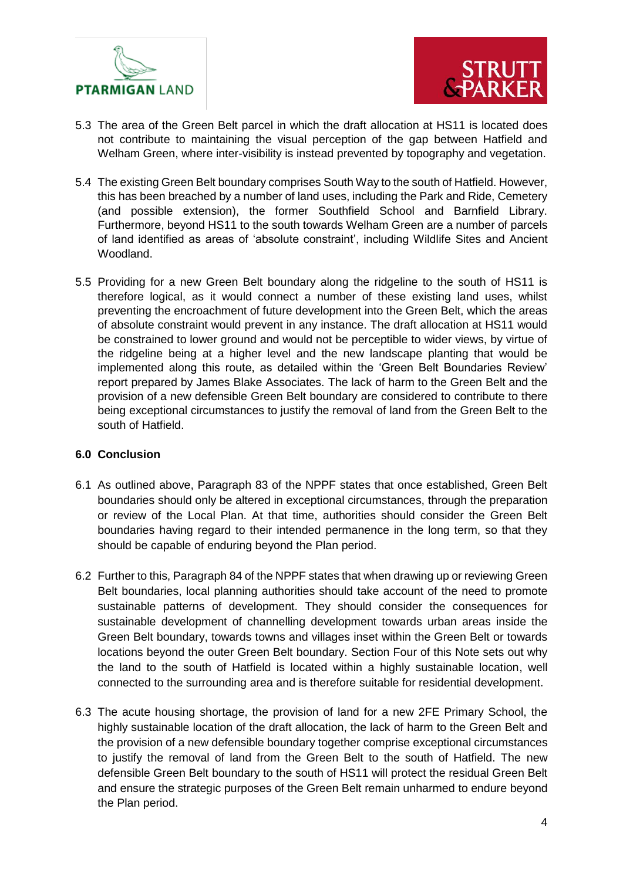5.3 The area of the Green Belt parcel in which the draft allocation at HS11 is located does not contribute to maintaining the visual perception of the gap between Hatfield and Welham Green, where inter-visibility is instead prevented by topography and vegetation.

5.4 The existing Green Belt boundary comprises South Way to the south of Hatfield. However, this has been breached by a number of land uses, including the Park and Ride, Cemetery (and possible extension), the former Southfield School and Barnfield Library. Furthermore, beyond HS11 to the south towards Welham Green are a number of parcels of land identified as areas of 'absolute constraint', including Wildlife Sites and Ancient Woodland.

5.5 Providing for a new Green Belt boundary along the ridgeline to the south of HS11 is therefore logical, as it would connect a number of these existing land uses, whilst preventing the encroachment of future development into the Green Belt, which the areas of absolute constraint would prevent in any instance. The draft allocation at HS11 would be constrained to lower ground and would not be perceptible to wider views, by virtue of the ridgeline being at a higher level and the new landscape planting that would be implemented along this route, as detailed within the 'Green Belt Boundaries Review' report prepared by James Blake Associates. The lack of harm to the Green Belt and the provision of a new defensible Green Belt boundary are considered to contribute to there being exceptional circumstances to justify the removal of land from the Green Belt to the south of Hatfield.

## 6.0 Conclusion

6.1 As outlined above, Paragraph 83 of the NPPF states that once established, Green Belt boundaries should only be altered in exceptional circumstances, through the preparation or review of the Local Plan. At that time, authorities should consider the Green Belt boundaries having regard to their intended permanence in the long term, so that they should be capable of enduring beyond the Plan period.

6.2 Further to this, Paragraph 84 of the NPPF states that when drawing up or reviewing Green Belt boundaries, local planning authorities should take account of the need to promote sustainable patterns of development. They should consider the consequences for sustainable development of channelling development towards urban areas inside the Green Belt boundary, towards towns and villages inset within the Green Belt or towards locations beyond the outer Green Belt boundary. Section Four of this Note sets out why the land to the south of Hatfield is located within a highly sustainable location, well connected to the surrounding area and is therefore suitable for residential development.

6.3 The acute housing shortage, the provision of land for a new 2FE Primary School, the highly sustainable location of the draft allocation, the lack of harm to the Green Belt and the provision of a new defensible boundary together comprise exceptional circumstances to justify the removal of land from the Green Belt to the south of Hatfield. The new defensible Green Belt boundary to the south of HS11 will protect the residual Green Belt and ensure the strategic purposes of the Green Belt remain unharmed to endure beyond the Plan period.